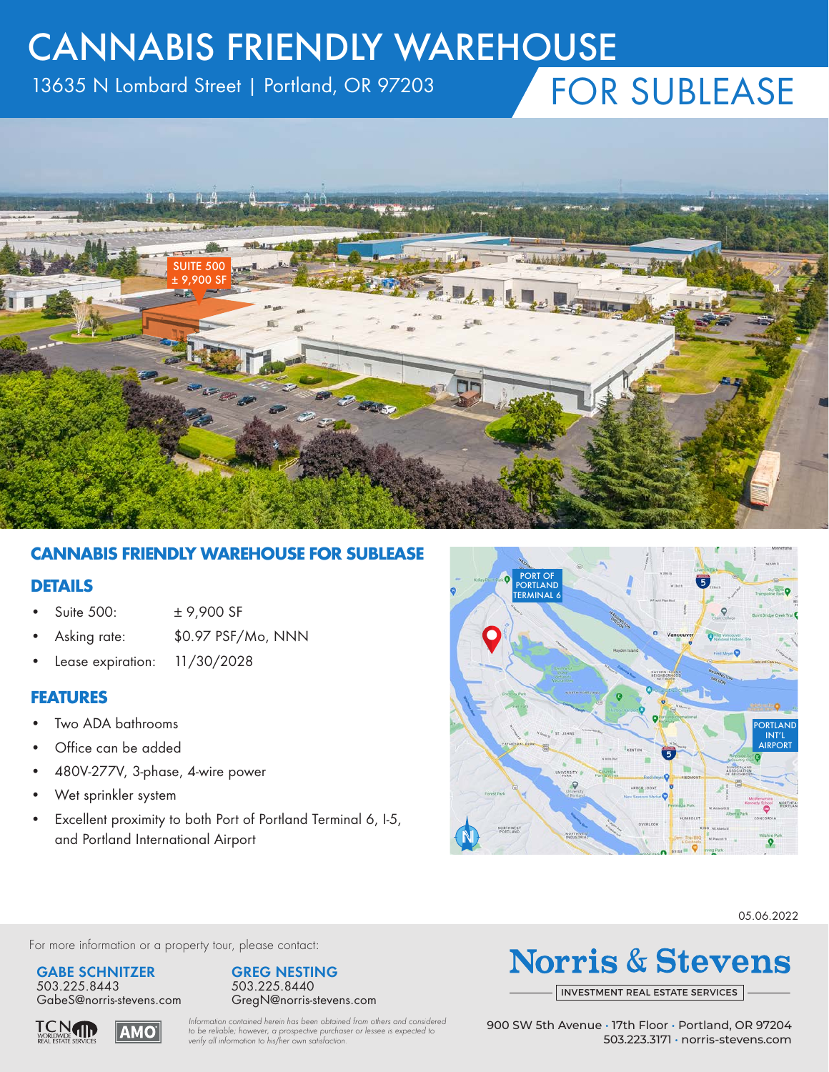# CANNABIS FRIENDLY WAREHOUSE

13635 N Lombard Street | Portland, OR 97203

FOR SUBLEASE

## CANNABIS FRIENDLY WAREHOUSE FOR SUBLEASE

### DETAILS

- Suite 500: ± 9,900 SF
- Asking rate: $0.97 PSF/Mo, NNN
- Lease expiration: 11/30/2028

### FEATURES

- Two ADA bathrooms
- Office can be added
- 480V-277V, 3-phase, 4-wire power
- Wet sprinkler system
- Excellent proximity to both Port of Portland Terminal 6, I-5, and Portland International Airport

05.06.2022

For more information or a property tour, please contact:

**GABE SCHNITZER**
503.225.8443
GabeS@norris-stevens.com

**GREG NESTING**
503.225.8440
GregN@norris-stevens.com

*Information contained herein has been obtained from others and considered to be reliable; however, a prospective purchaser or lessee is expected to verify all information to his/her own satisfaction.*

**Norris & Stevens**
INVESTMENT REAL ESTATE SERVICES

900 SW 5th Avenue · 17th Floor · Portland, OR 97204
503.223.3171 · norris-stevens.com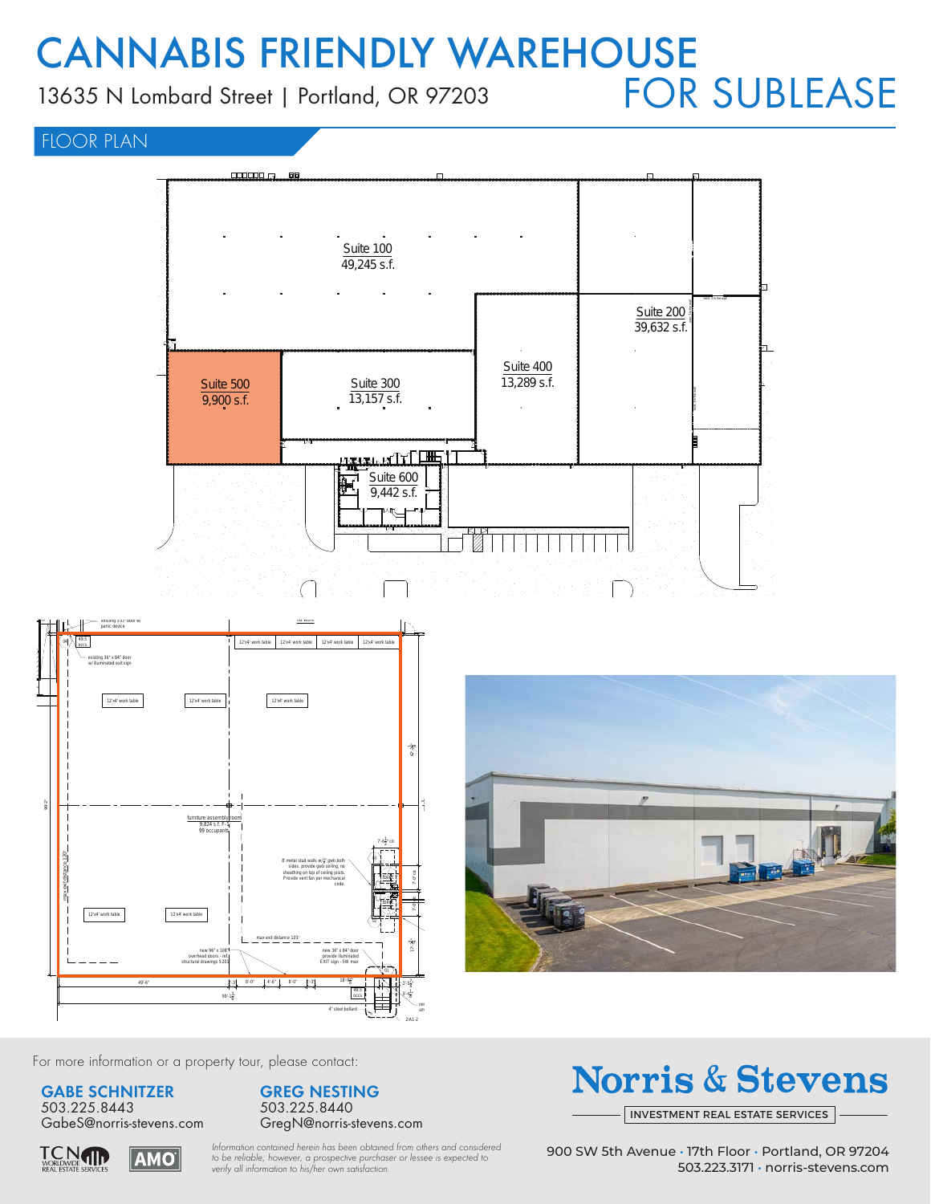# CANNABIS FRIENDLY WAREHOUSE FOR SUBLEASE

13635 N Lombard Street | Portland, OR 97203

## FLOOR PLAN

Suite 100
49,245 s.f.

Suite 200
39,632 s.f.

Suite 400
13,289 s.f.

Suite 500
9,900 s.f.

Suite 300
13,157 s.f.

Suite 600
9,442 s.f.

furniture assembly room
9,824 s.f. F-1
99 occupants

12'x4' work table

8' metal stud walls w/ ½" gwb both sides. provide gwb ceiling, no sheathing on top of ceiling joists. Provide vent fan per mechanical code.

max exit distance 103'

new 96" x 108" overhead doors - ref structural drawings S 201

new 36" x 84" door provide illuminated EXIT sign - 5W max

existing 36" x 84" door w/ illuminated exit sign

4" steel bollard

For more information or a property tour, please contact:

**GABE SCHNITZER**
503.225.8443
GabeS@norris-stevens.com

**GREG NESTING**
503.225.8440
GregN@norris-stevens.com

*Information contained herein has been obtained from others and considered to be reliable; however, a prospective purchaser or lessee is expected to verify all information to his/her own satisfaction.*

**Norris & Stevens**
INVESTMENT REAL ESTATE SERVICES

900 SW 5th Avenue • 17th Floor • Portland, OR 97204
503.223.3171 • norris-stevens.com